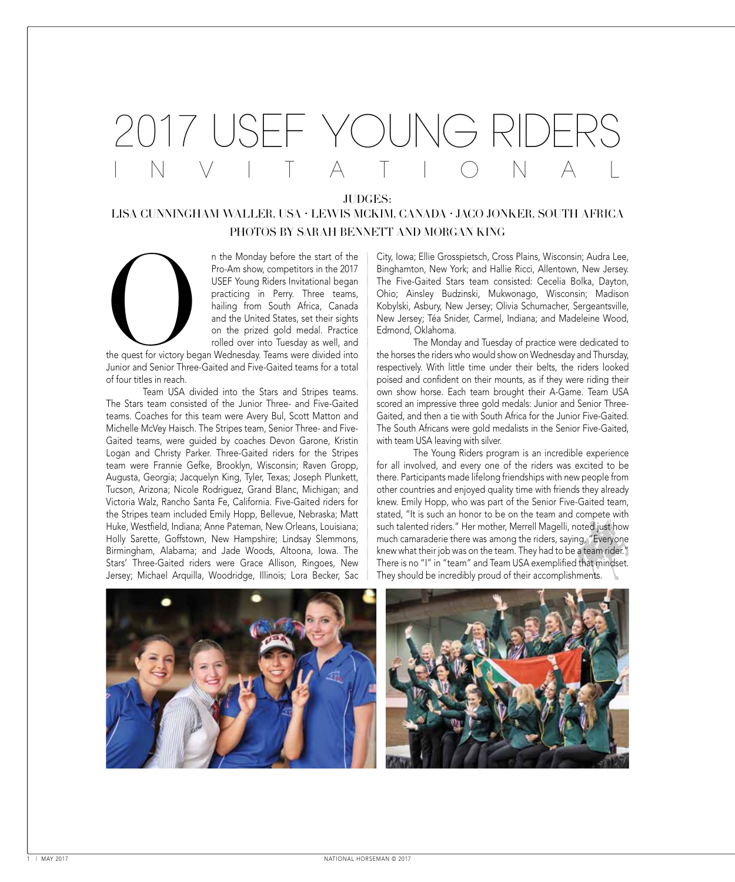# 2017 USEF YOUNG RIDERS INVITATIONAL

JUDGES:
LISA CUNNINGHAM WALLER, USA · LEWIS MCKIM, CANADA · JACO JONKER, SOUTH AFRICA
PHOTOS BY SARAH BENNETT AND MORGAN KING

On the Monday before the start of the Pro-Am show, competitors in the 2017 USEF Young Riders Invitational began practicing in Perry. Three teams, hailing from South Africa, Canada and the United States, set their sights on the prized gold medal. Practice rolled over into Tuesday as well, and the quest for victory began Wednesday. Teams were divided into Junior and Senior Three-Gaited and Five-Gaited teams for a total of four titles in reach.

Team USA divided into the Stars and Stripes teams. The Stars team consisted of the Junior Three- and Five-Gaited teams. Coaches for this team were Avery Bul, Scott Matton and Michelle McVey Haisch. The Stripes team, Senior Three- and Five-Gaited teams, were guided by coaches Devon Garone, Kristin Logan and Christy Parker. Three-Gaited riders for the Stripes team were Frannie Gefke, Brooklyn, Wisconsin; Raven Gropp, Augusta, Georgia; Jacquelyn King, Tyler, Texas; Joseph Plunkett, Tucson, Arizona; Nicole Rodriguez, Grand Blanc, Michigan; and Victoria Walz, Rancho Santa Fe, California. Five-Gaited riders for the Stripes team included Emily Hopp, Bellevue, Nebraska; Matt Huke, Westfield, Indiana; Anne Pateman, New Orleans, Louisiana; Holly Sarette, Goffstown, New Hampshire; Lindsay Slemmons, Birmingham, Alabama; and Jade Woods, Altoona, Iowa. The Stars' Three-Gaited riders were Grace Allison, Ringoes, New Jersey; Michael Arquilla, Woodridge, Illinois; Lora Becker, Sac City, Iowa; Ellie Grosspietsch, Cross Plains, Wisconsin; Audra Lee, Binghamton, New York; and Hallie Ricci, Allentown, New Jersey. The Five-Gaited Stars team consisted: Cecelia Bolka, Dayton, Ohio; Ainsley Budzinski, Mukwonago, Wisconsin; Madison Kobylski, Asbury, New Jersey; Olivia Schumacher, Sergeantsville, New Jersey; Téa Snider, Carmel, Indiana; and Madeleine Wood, Edmond, Oklahoma.

The Monday and Tuesday of practice were dedicated to the horses the riders who would show on Wednesday and Thursday, respectively. With little time under their belts, the riders looked poised and confident on their mounts, as if they were riding their own show horse. Each team brought their A-Game. Team USA scored an impressive three gold medals: Junior and Senior Three-Gaited, and then a tie with South Africa for the Junior Five-Gaited. The South Africans were gold medalists in the Senior Five-Gaited, with team USA leaving with silver.

The Young Riders program is an incredible experience for all involved, and every one of the riders was excited to be there. Participants made lifelong friendships with new people from other countries and enjoyed quality time with friends they already knew. Emily Hopp, who was part of the Senior Five-Gaited team, stated, "It is such an honor to be on the team and compete with such talented riders." Her mother, Merrell Magelli, noted just how much camaraderie there was among the riders, saying, "Everyone knew what their job was on the team. They had to be a team rider." There is no "I" in "team" and Team USA exemplified that mindset. They should be incredibly proud of their accomplishments.